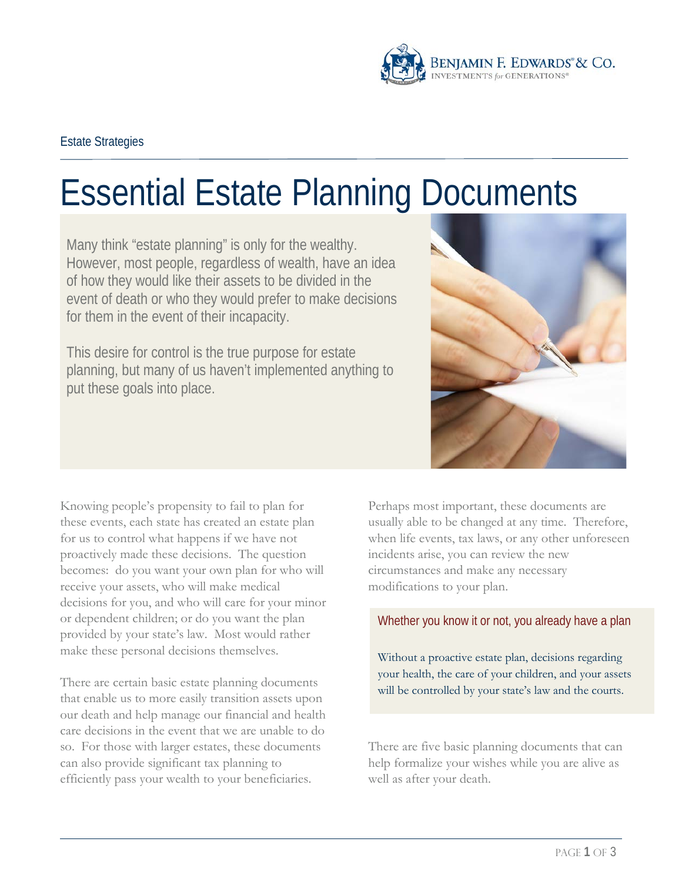Estate Strategies

# Essential Estate Planning Documents

Many think "estate planning" is only for the wealthy. However, most people, regardless of wealth, have an idea of how they would like their assets to be divided in the event of death or who they would prefer to make decisions for them in the event of their incapacity.

This desire for control is the true purpose for estate planning, but many of us haven't implemented anything to put these goals into place.

Knowing people's propensity to fail to plan for these events, each state has created an estate plan for us to control what happens if we have not proactively made these decisions. The question becomes: do you want your own plan for who will receive your assets, who will make medical decisions for you, and who will care for your minor or dependent children; or do you want the plan provided by your state's law. Most would rather make these personal decisions themselves.

There are certain basic estate planning documents that enable us to more easily transition assets upon our death and help manage our financial and health care decisions in the event that we are unable to do so. For those with larger estates, these documents can also provide significant tax planning to efficiently pass your wealth to your beneficiaries.

Perhaps most important, these documents are usually able to be changed at any time. Therefore, when life events, tax laws, or any other unforeseen incidents arise, you can review the new circumstances and make any necessary modifications to your plan.

> **Whether you know it or not, you already have a plan**
>
> Without a proactive estate plan, decisions regarding your health, the care of your children, and your assets will be controlled by your state's law and the courts.

There are five basic planning documents that can help formalize your wishes while you are alive as well as after your death.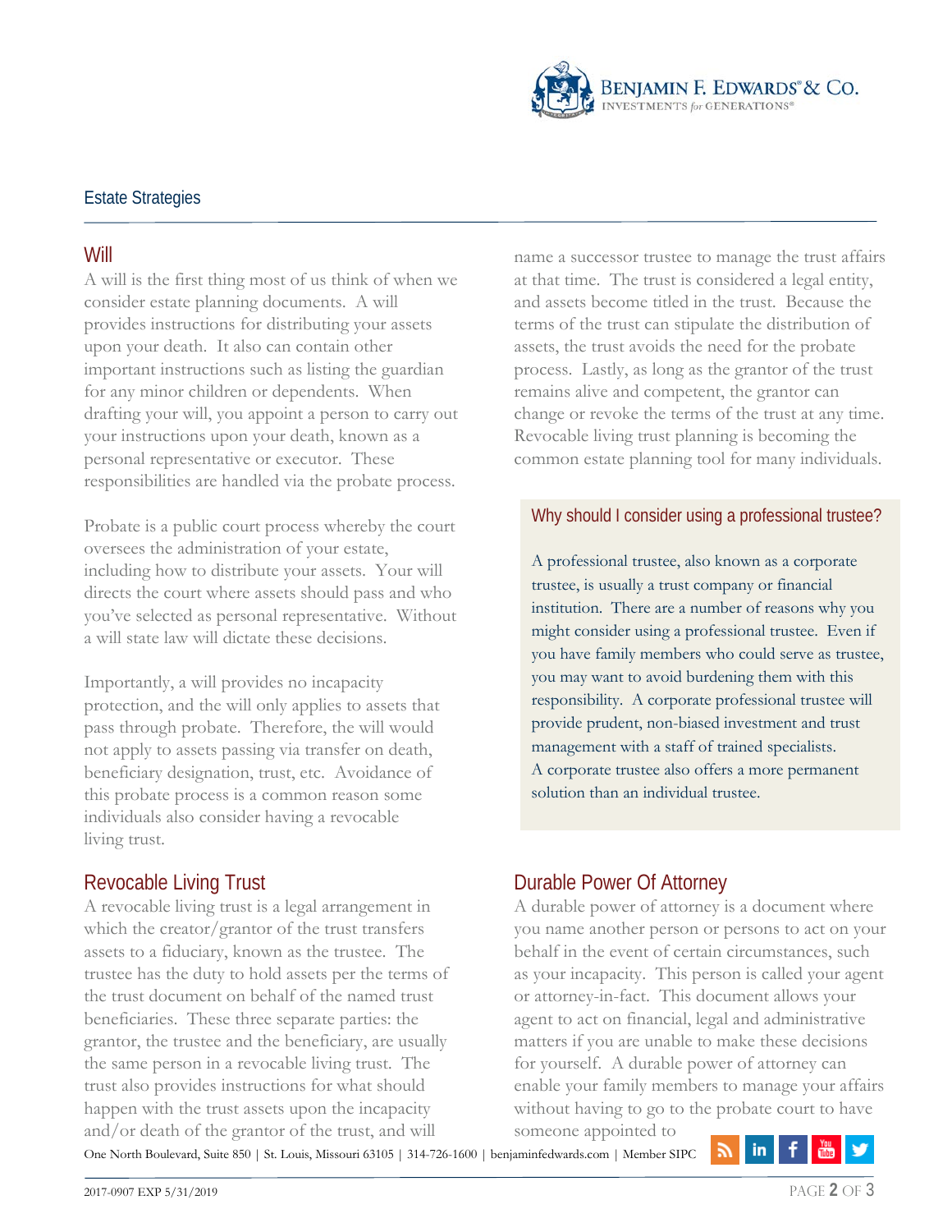## Estate Strategies

### Will

A will is the first thing most of us think of when we consider estate planning documents. A will provides instructions for distributing your assets upon your death. It also can contain other important instructions such as listing the guardian for any minor children or dependents. When drafting your will, you appoint a person to carry out your instructions upon your death, known as a personal representative or executor. These responsibilities are handled via the probate process.

Probate is a public court process whereby the court oversees the administration of your estate, including how to distribute your assets. Your will directs the court where assets should pass and who you've selected as personal representative. Without a will state law will dictate these decisions.

Importantly, a will provides no incapacity protection, and the will only applies to assets that pass through probate. Therefore, the will would not apply to assets passing via transfer on death, beneficiary designation, trust, etc. Avoidance of this probate process is a common reason some individuals also consider having a revocable living trust.

### Revocable Living Trust

A revocable living trust is a legal arrangement in which the creator/grantor of the trust transfers assets to a fiduciary, known as the trustee. The trustee has the duty to hold assets per the terms of the trust document on behalf of the named trust beneficiaries. These three separate parties: the grantor, the trustee and the beneficiary, are usually the same person in a revocable living trust. The trust also provides instructions for what should happen with the trust assets upon the incapacity and/or death of the grantor of the trust, and will name a successor trustee to manage the trust affairs at that time. The trust is considered a legal entity, and assets become titled in the trust. Because the terms of the trust can stipulate the distribution of assets, the trust avoids the need for the probate process. Lastly, as long as the grantor of the trust remains alive and competent, the grantor can change or revoke the terms of the trust at any time. Revocable living trust planning is becoming the common estate planning tool for many individuals.

#### Why should I consider using a professional trustee?

A professional trustee, also known as a corporate trustee, is usually a trust company or financial institution. There are a number of reasons why you might consider using a professional trustee. Even if you have family members who could serve as trustee, you may want to avoid burdening them with this responsibility. A corporate professional trustee will provide prudent, non-biased investment and trust management with a staff of trained specialists. A corporate trustee also offers a more permanent solution than an individual trustee.

### Durable Power Of Attorney

A durable power of attorney is a document where you name another person or persons to act on your behalf in the event of certain circumstances, such as your incapacity. This person is called your agent or attorney-in-fact. This document allows your agent to act on financial, legal and administrative matters if you are unable to make these decisions for yourself. A durable power of attorney can enable your family members to manage your affairs without having to go to the probate court to have someone appointed to

One North Boulevard, Suite 850 | St. Louis, Missouri 63105 | 314-726-1600 | benjaminfedwards.com | Member SIPC

2017-0907 EXP 5/31/2019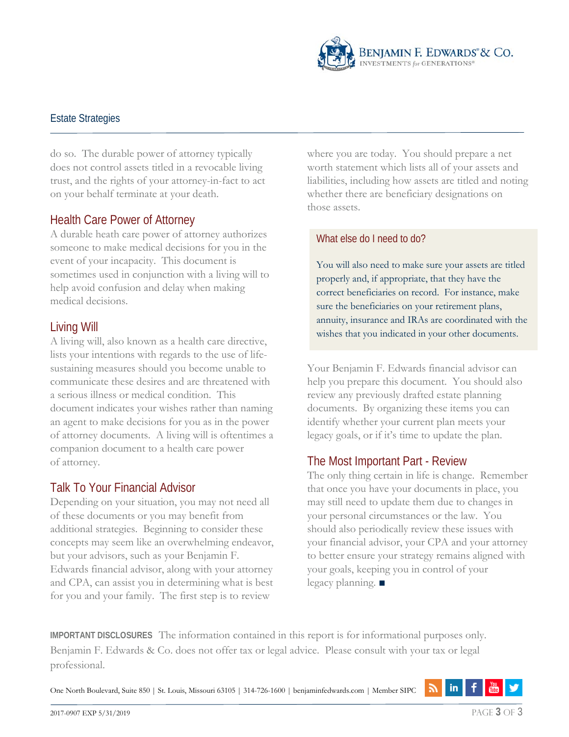do so. The durable power of attorney typically does not control assets titled in a revocable living trust, and the rights of your attorney-in-fact to act on your behalf terminate at your death.

## Health Care Power of Attorney

A durable heath care power of attorney authorizes someone to make medical decisions for you in the event of your incapacity. This document is sometimes used in conjunction with a living will to help avoid confusion and delay when making medical decisions.

## Living Will

A living will, also known as a health care directive, lists your intentions with regards to the use of life-sustaining measures should you become unable to communicate these desires and are threatened with a serious illness or medical condition. This document indicates your wishes rather than naming an agent to make decisions for you as in the power of attorney documents. A living will is oftentimes a companion document to a health care power of attorney.

## Talk To Your Financial Advisor

Depending on your situation, you may not need all of these documents or you may benefit from additional strategies. Beginning to consider these concepts may seem like an overwhelming endeavor, but your advisors, such as your Benjamin F. Edwards financial advisor, along with your attorney and CPA, can assist you in determining what is best for you and your family. The first step is to review where you are today. You should prepare a net worth statement which lists all of your assets and liabilities, including how assets are titled and noting whether there are beneficiary designations on those assets.

> ### What else do I need to do?
>
> You will also need to make sure your assets are titled properly and, if appropriate, that they have the correct beneficiaries on record. For instance, make sure the beneficiaries on your retirement plans, annuity, insurance and IRAs are coordinated with the wishes that you indicated in your other documents.

Your Benjamin F. Edwards financial advisor can help you prepare this document. You should also review any previously drafted estate planning documents. By organizing these items you can identify whether your current plan meets your legacy goals, or if it's time to update the plan.

## The Most Important Part - Review

The only thing certain in life is change. Remember that once you have your documents in place, you may still need to update them due to changes in your personal circumstances or the law. You should also periodically review these issues with your financial advisor, your CPA and your attorney to better ensure your strategy remains aligned with your goals, keeping you in control of your legacy planning. ■

**IMPORTANT DISCLOSURES** The information contained in this report is for informational purposes only. Benjamin F. Edwards & Co. does not offer tax or legal advice. Please consult with your tax or legal professional.

One North Boulevard, Suite 850 | St. Louis, Missouri 63105 | 314-726-1600 | benjaminfedwards.com | Member SIPC

2017-0907 EXP 5/31/2019